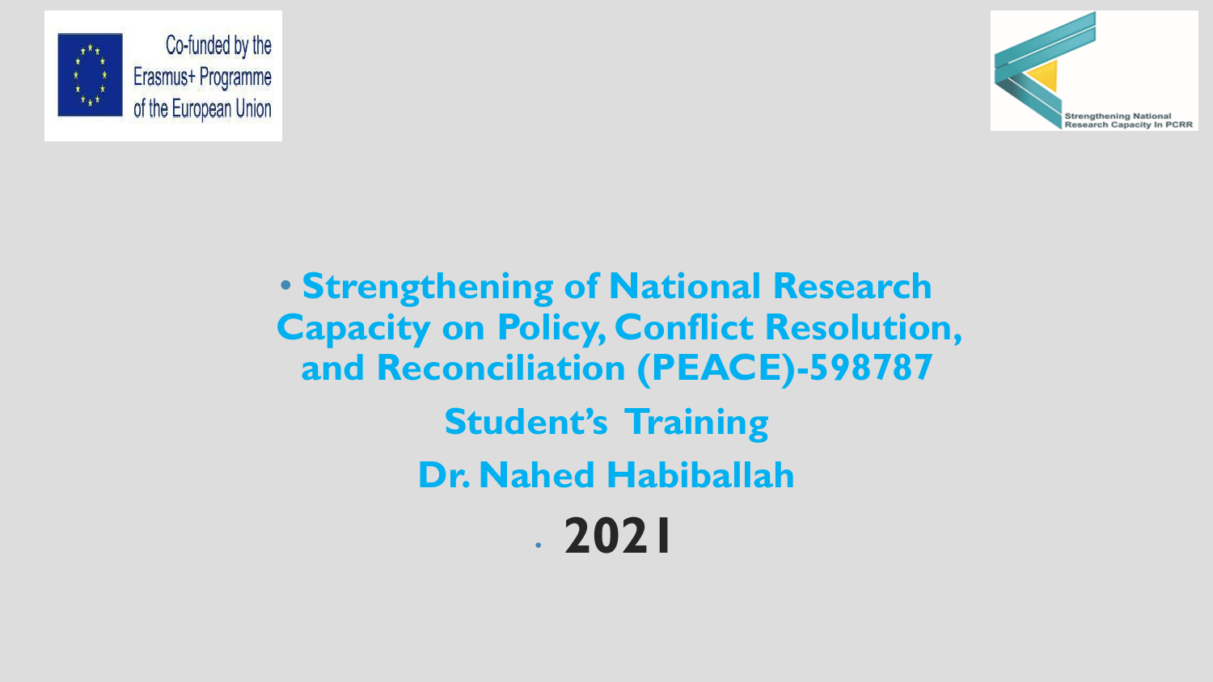Co-funded by the Erasmus+ Programme of the European Union

Strengthening National Research Capacity In PCRR

# Strengthening of National Research Capacity on Policy, Conflict Resolution, and Reconciliation (PEACE)-598787

## Student's Training

## Dr. Nahed Habiballah

## 2021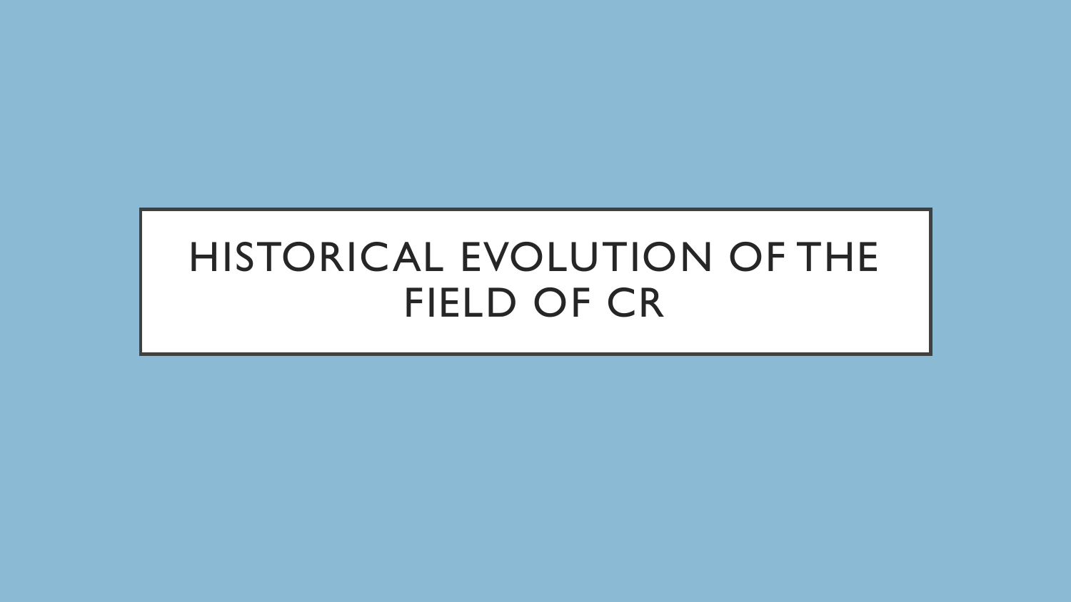# HISTORICAL EVOLUTION OF THE FIELD OF CR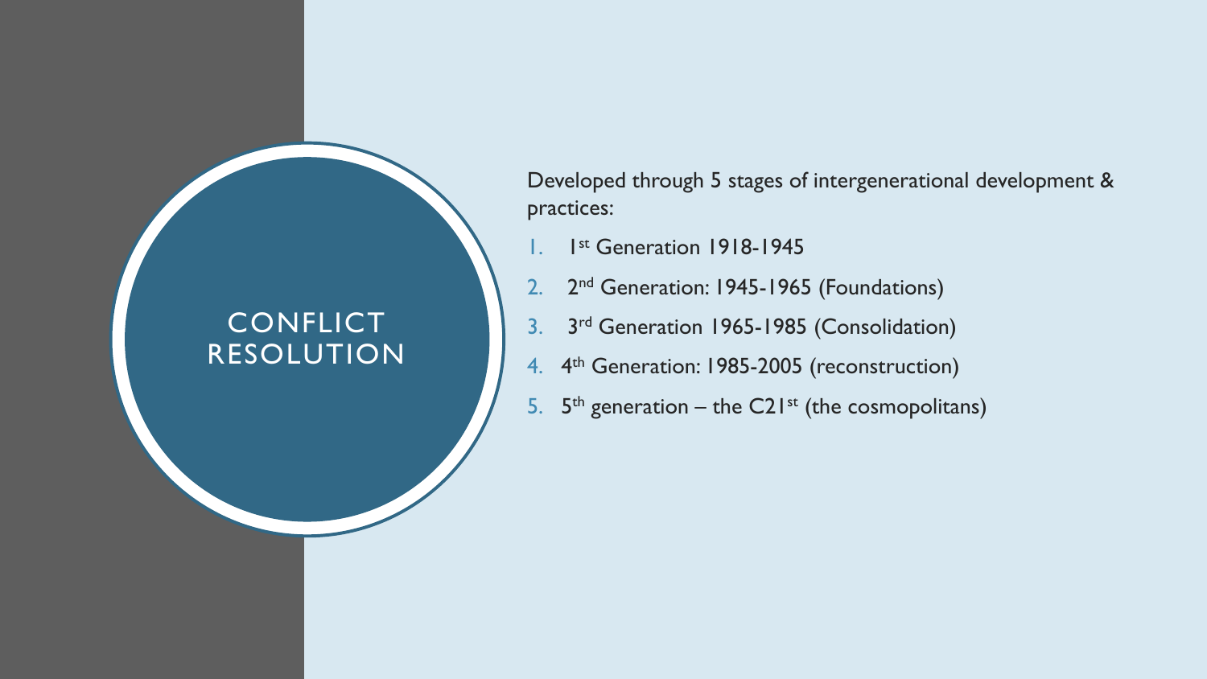# CONFLICT RESOLUTION

Developed through 5 stages of intergenerational development & practices:

1. 1st Generation 1918-1945
2. 2nd Generation: 1945-1965 (Foundations)
3. 3rd Generation 1965-1985 (Consolidation)
4. 4th Generation: 1985-2005 (reconstruction)
5. 5th generation – the C21st (the cosmopolitans)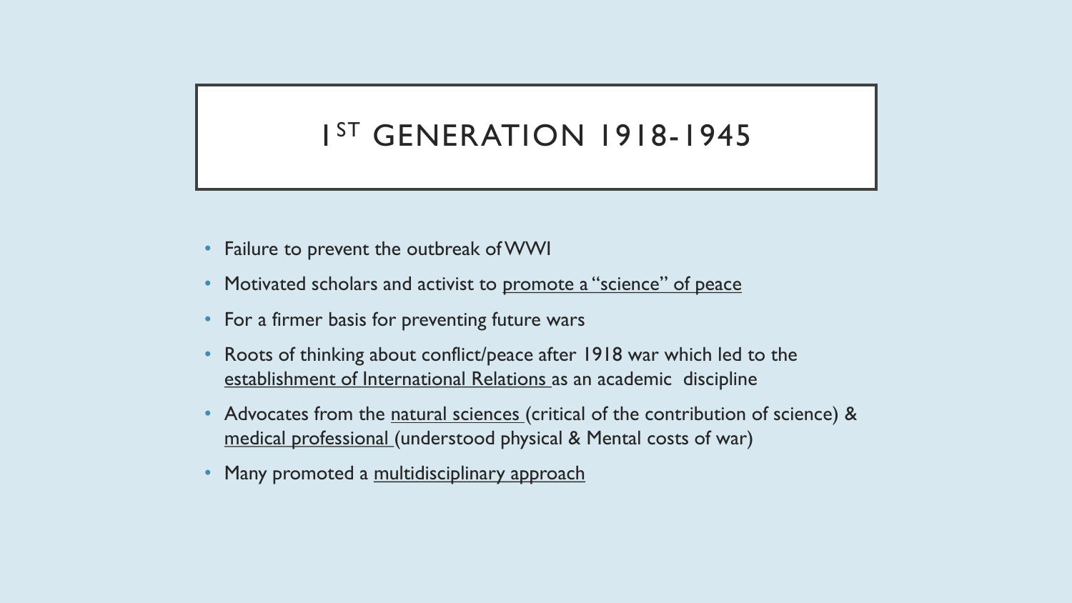# 1ST GENERATION 1918-1945

- Failure to prevent the outbreak of WWI
- Motivated scholars and activist to promote a "science" of peace
- For a firmer basis for preventing future wars
- Roots of thinking about conflict/peace after 1918 war which led to the establishment of International Relations as an academic discipline
- Advocates from the natural sciences (critical of the contribution of science) & medical professional (understood physical & Mental costs of war)
- Many promoted a multidisciplinary approach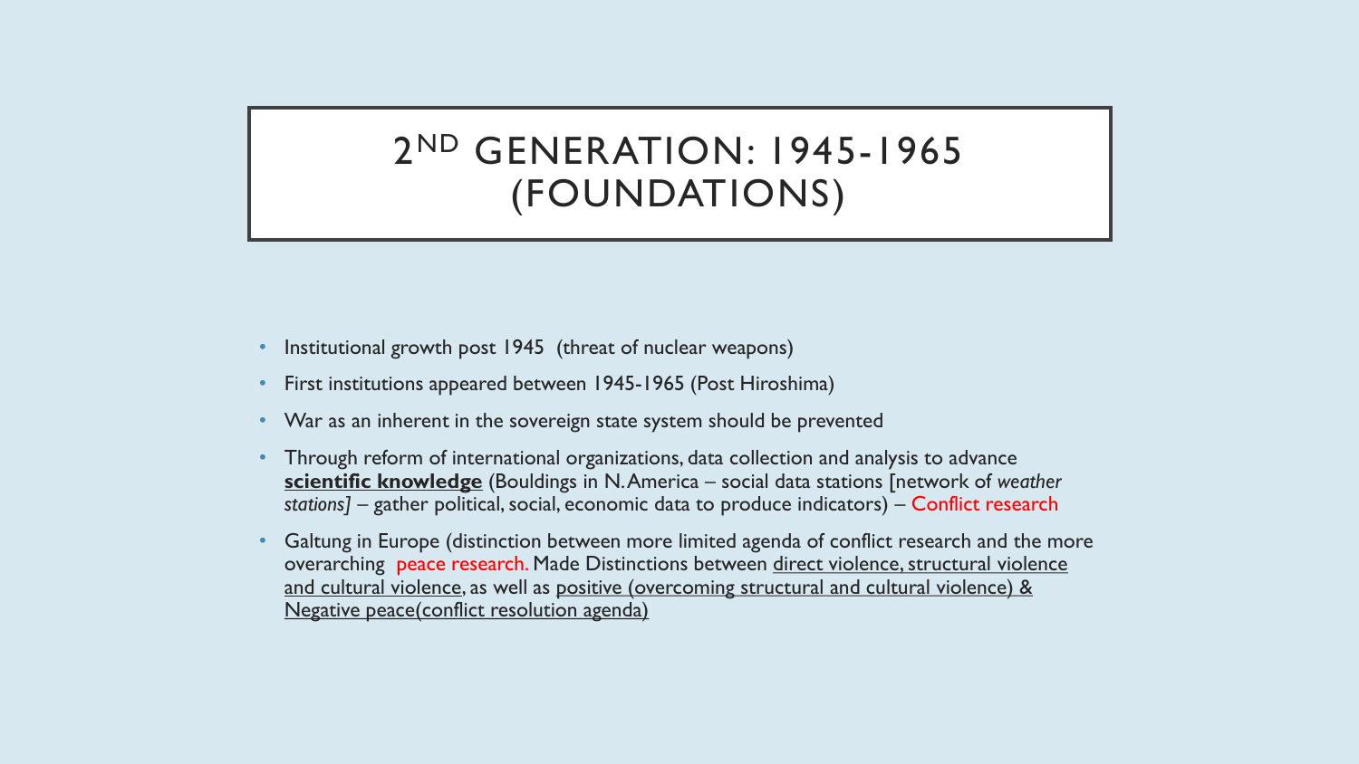# 2ND GENERATION: 1945-1965 (FOUNDATIONS)

- Institutional growth post 1945 (threat of nuclear weapons)
- First institutions appeared between 1945-1965 (Post Hiroshima)
- War as an inherent in the sovereign state system should be prevented
- Through reform of international organizations, data collection and analysis to advance **scientific knowledge** (Bouldings in N. America – social data stations [network of *weather stations]* – gather political, social, economic data to produce indicators) – Conflict research
- Galtung in Europe (distinction between more limited agenda of conflict research and the more overarching peace research. Made Distinctions between direct violence, structural violence and cultural violence, as well as positive (overcoming structural and cultural violence) & Negative peace(conflict resolution agenda)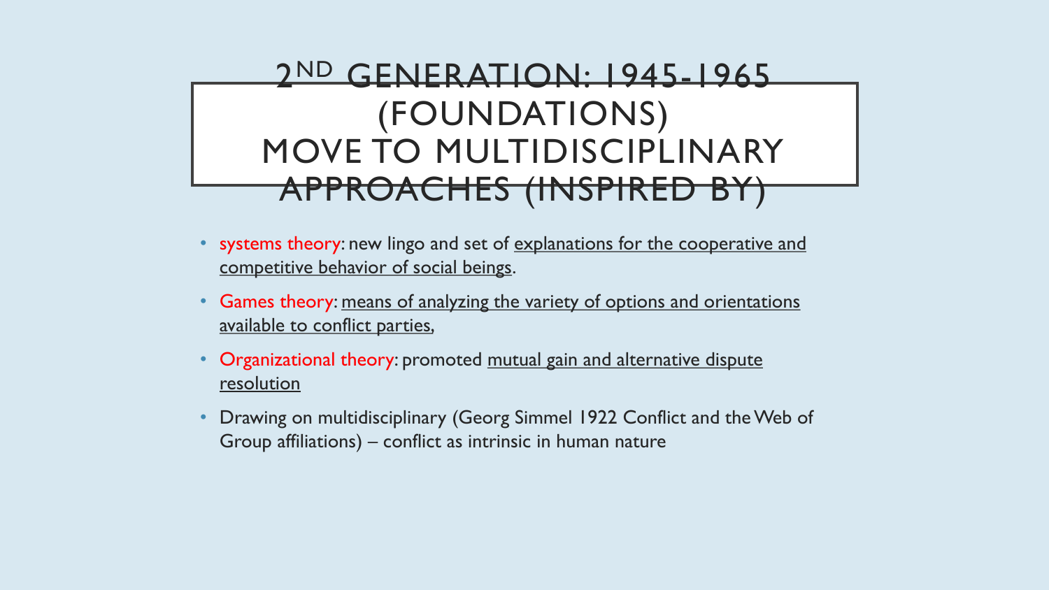# 2[ND] GENERATION: 1945-1965 (FOUNDATIONS) MOVE TO MULTIDISCIPLINARY APPROACHES (INSPIRED BY)

- systems theory: new lingo and set of explanations for the cooperative and competitive behavior of social beings.
- Games theory: means of analyzing the variety of options and orientations available to conflict parties,
- Organizational theory: promoted mutual gain and alternative dispute resolution
- Drawing on multidisciplinary (Georg Simmel 1922 Conflict and the Web of Group affiliations) – conflict as intrinsic in human nature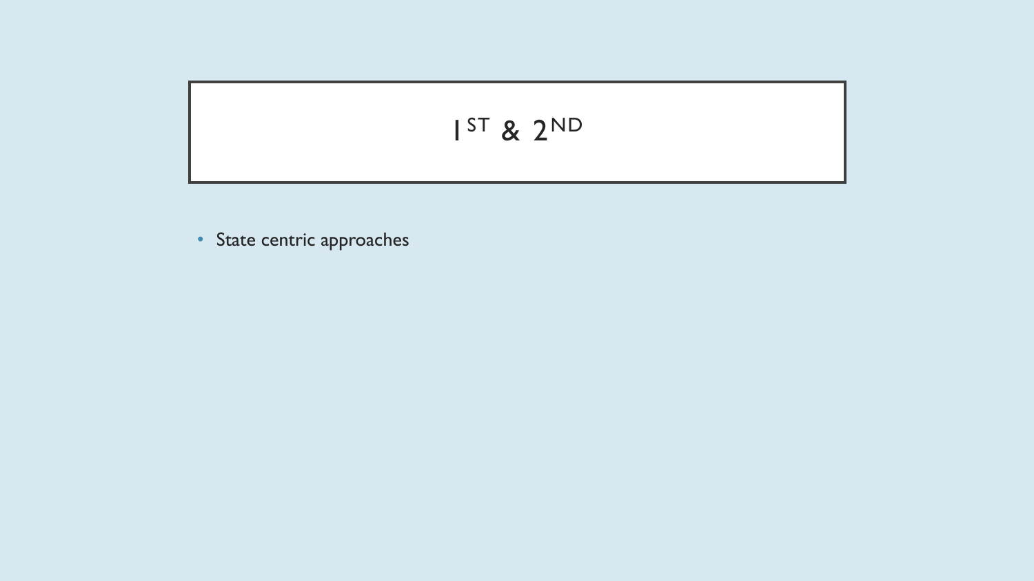# 1ST & 2ND

- State centric approaches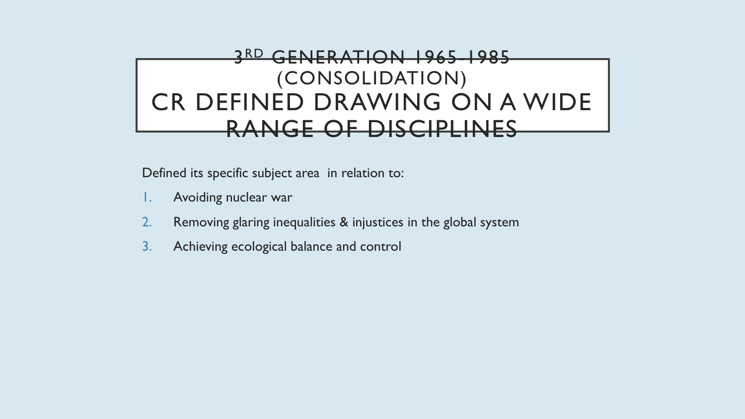# 3[RD] GENERATION 1965-1985 (CONSOLIDATION) CR DEFINED DRAWING ON A WIDE RANGE OF DISCIPLINES

Defined its specific subject area in relation to:

1. Avoiding nuclear war
2. Removing glaring inequalities & injustices in the global system
3. Achieving ecological balance and control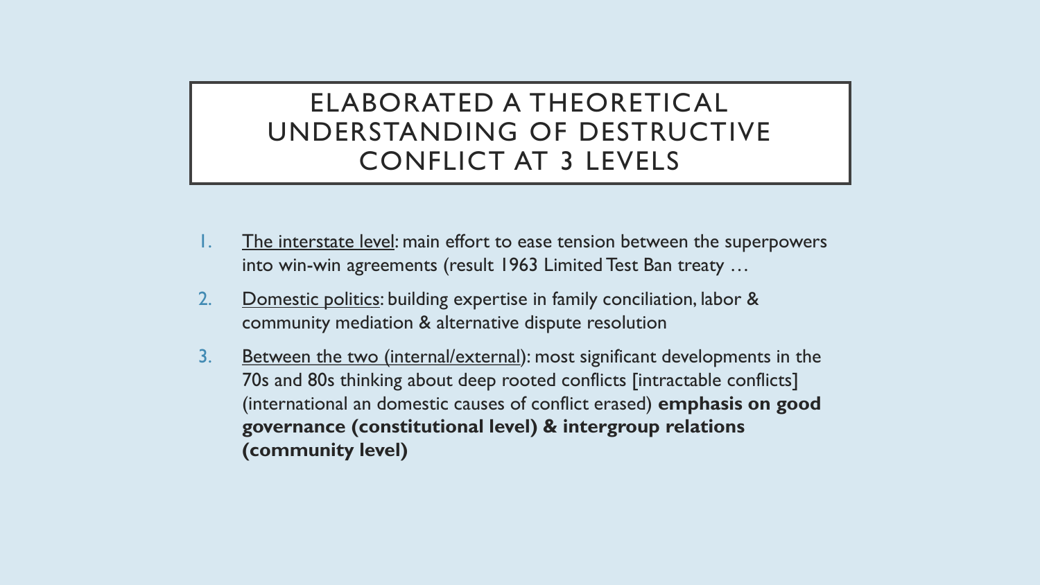# ELABORATED A THEORETICAL UNDERSTANDING OF DESTRUCTIVE CONFLICT AT 3 LEVELS

1. The interstate level: main effort to ease tension between the superpowers into win-win agreements (result 1963 Limited Test Ban treaty …
2. Domestic politics: building expertise in family conciliation, labor & community mediation & alternative dispute resolution
3. Between the two (internal/external): most significant developments in the 70s and 80s thinking about deep rooted conflicts [intractable conflicts] (international an domestic causes of conflict erased) **emphasis on good governance (constitutional level) & intergroup relations (community level)**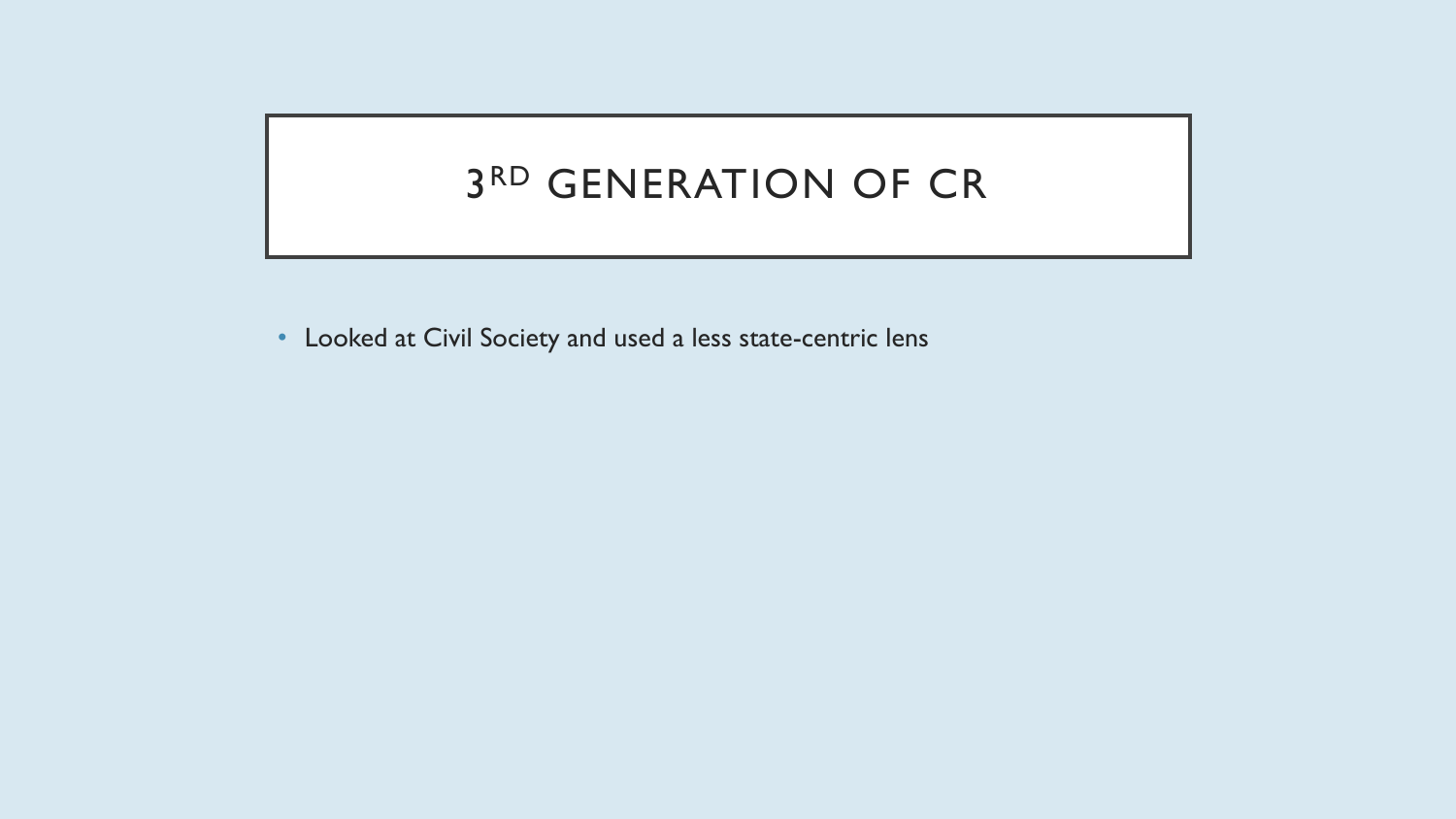# 3RD GENERATION OF CR

- Looked at Civil Society and used a less state-centric lens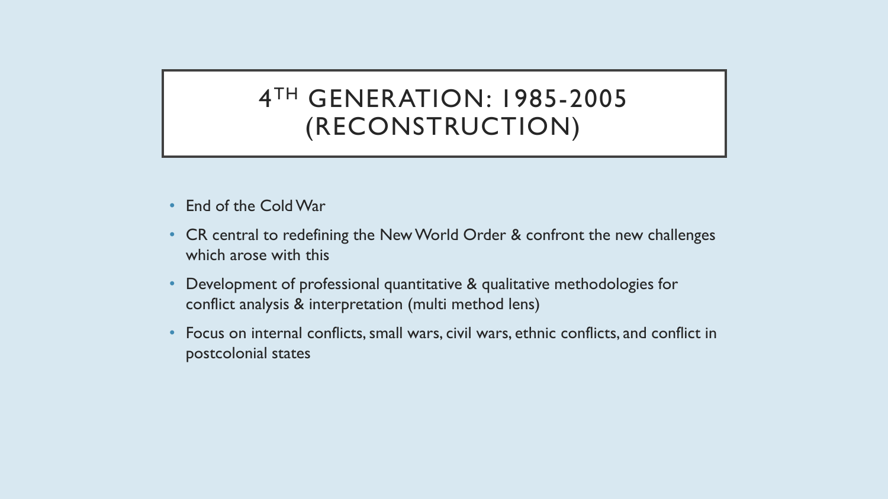# 4TH GENERATION: 1985-2005 (RECONSTRUCTION)

- End of the Cold War
- CR central to redefining the New World Order & confront the new challenges which arose with this
- Development of professional quantitative & qualitative methodologies for conflict analysis & interpretation (multi method lens)
- Focus on internal conflicts, small wars, civil wars, ethnic conflicts, and conflict in postcolonial states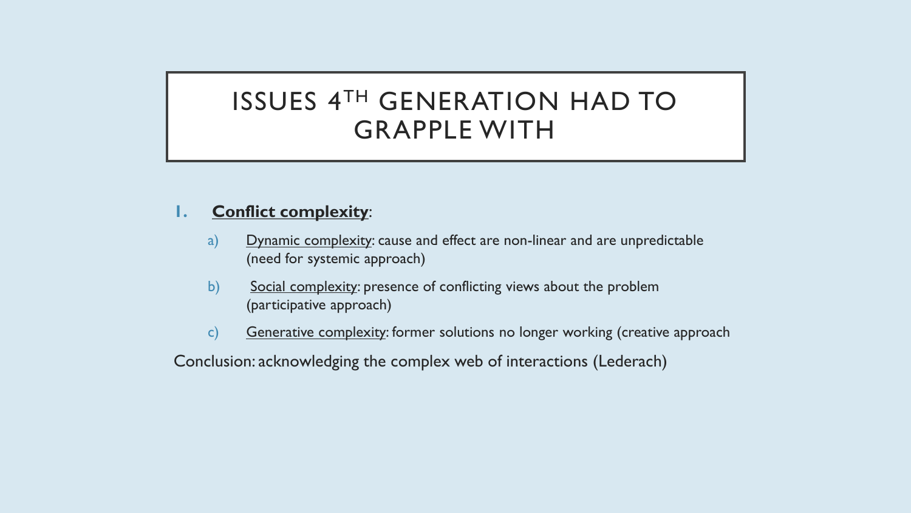# ISSUES 4TH GENERATION HAD TO GRAPPLE WITH

1. **Conflict complexity**:
   a) Dynamic complexity: cause and effect are non-linear and are unpredictable (need for systemic approach)
   b) Social complexity: presence of conflicting views about the problem (participative approach)
   c) Generative complexity: former solutions no longer working (creative approach

Conclusion: acknowledging the complex web of interactions (Lederach)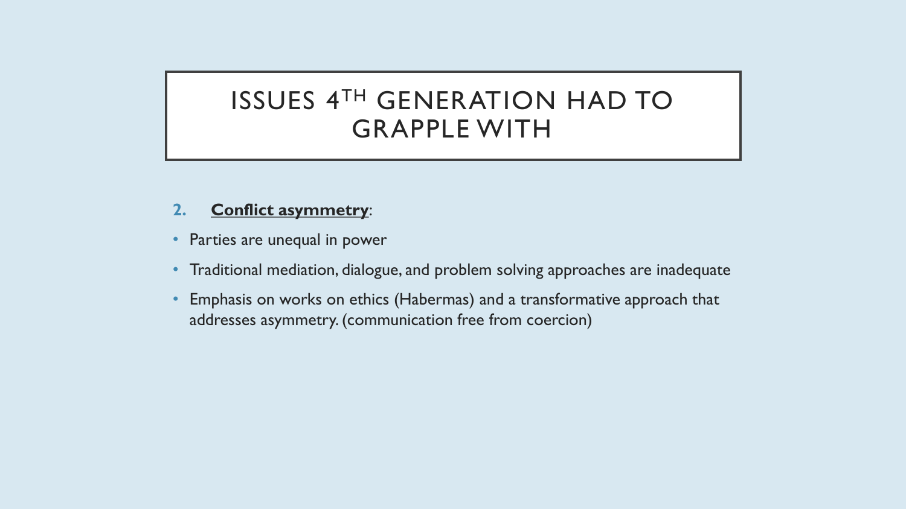# ISSUES 4TH GENERATION HAD TO GRAPPLE WITH

2. **Conflict asymmetry**:

- Parties are unequal in power
- Traditional mediation, dialogue, and problem solving approaches are inadequate
- Emphasis on works on ethics (Habermas) and a transformative approach that addresses asymmetry. (communication free from coercion)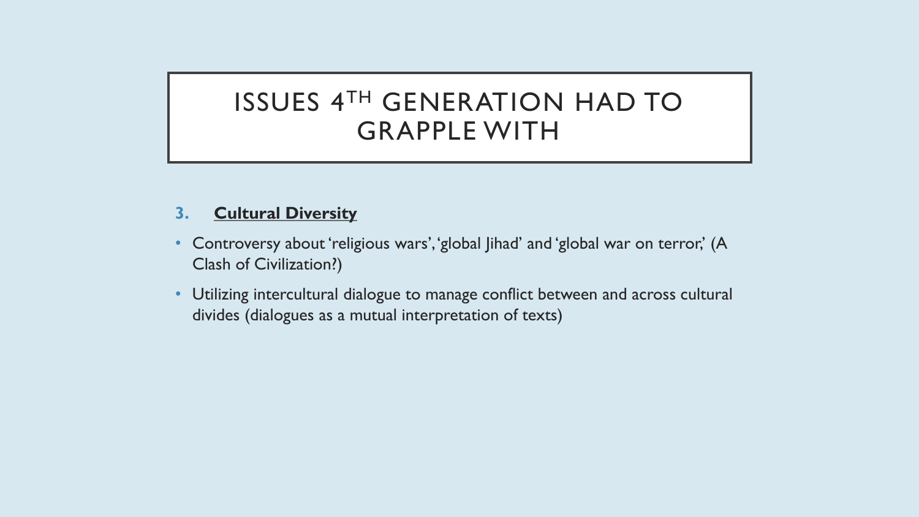# ISSUES 4TH GENERATION HAD TO GRAPPLE WITH

3. **Cultural Diversity**

- Controversy about 'religious wars', 'global Jihad' and 'global war on terror,' (A Clash of Civilization?)
- Utilizing intercultural dialogue to manage conflict between and across cultural divides (dialogues as a mutual interpretation of texts)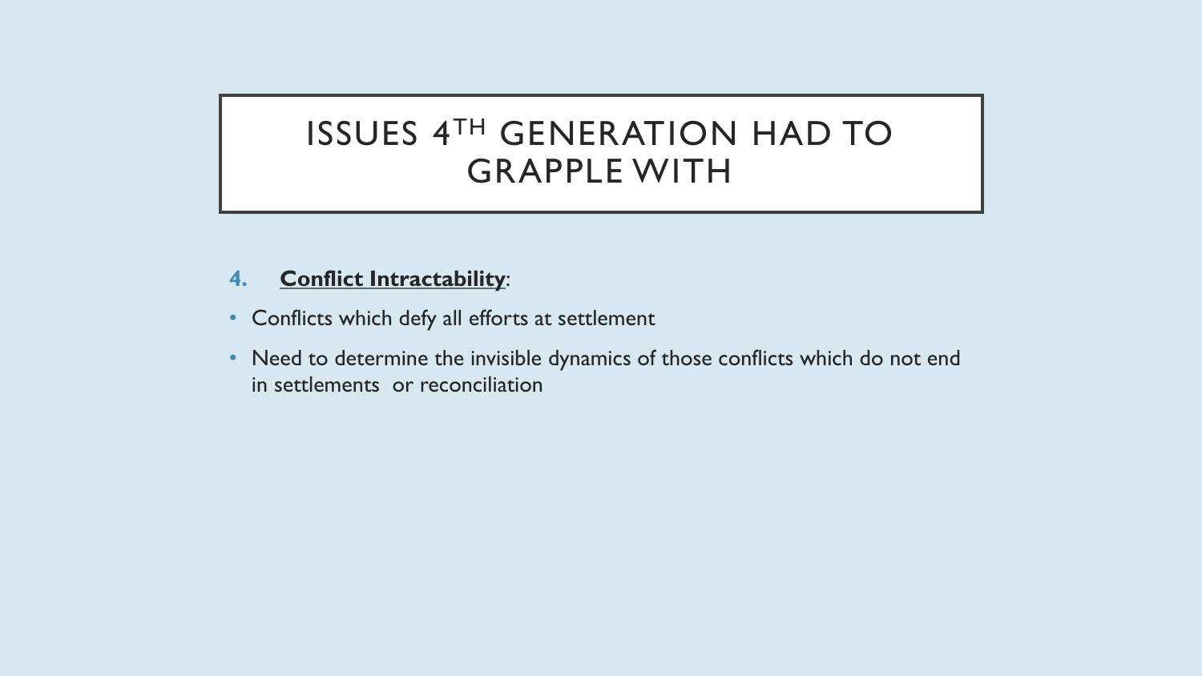# ISSUES 4TH GENERATION HAD TO GRAPPLE WITH

4. **Conflict Intractability**:

- Conflicts which defy all efforts at settlement
- Need to determine the invisible dynamics of those conflicts which do not end in settlements or reconciliation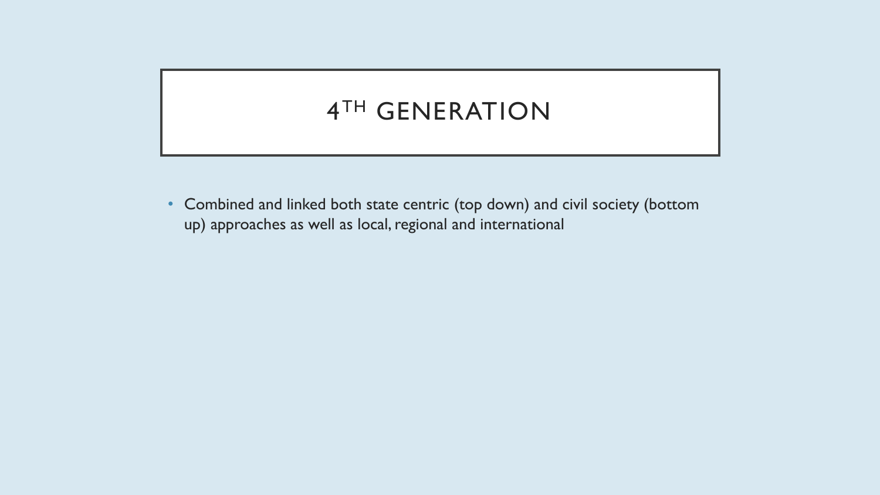# 4TH GENERATION

- Combined and linked both state centric (top down) and civil society (bottom up) approaches as well as local, regional and international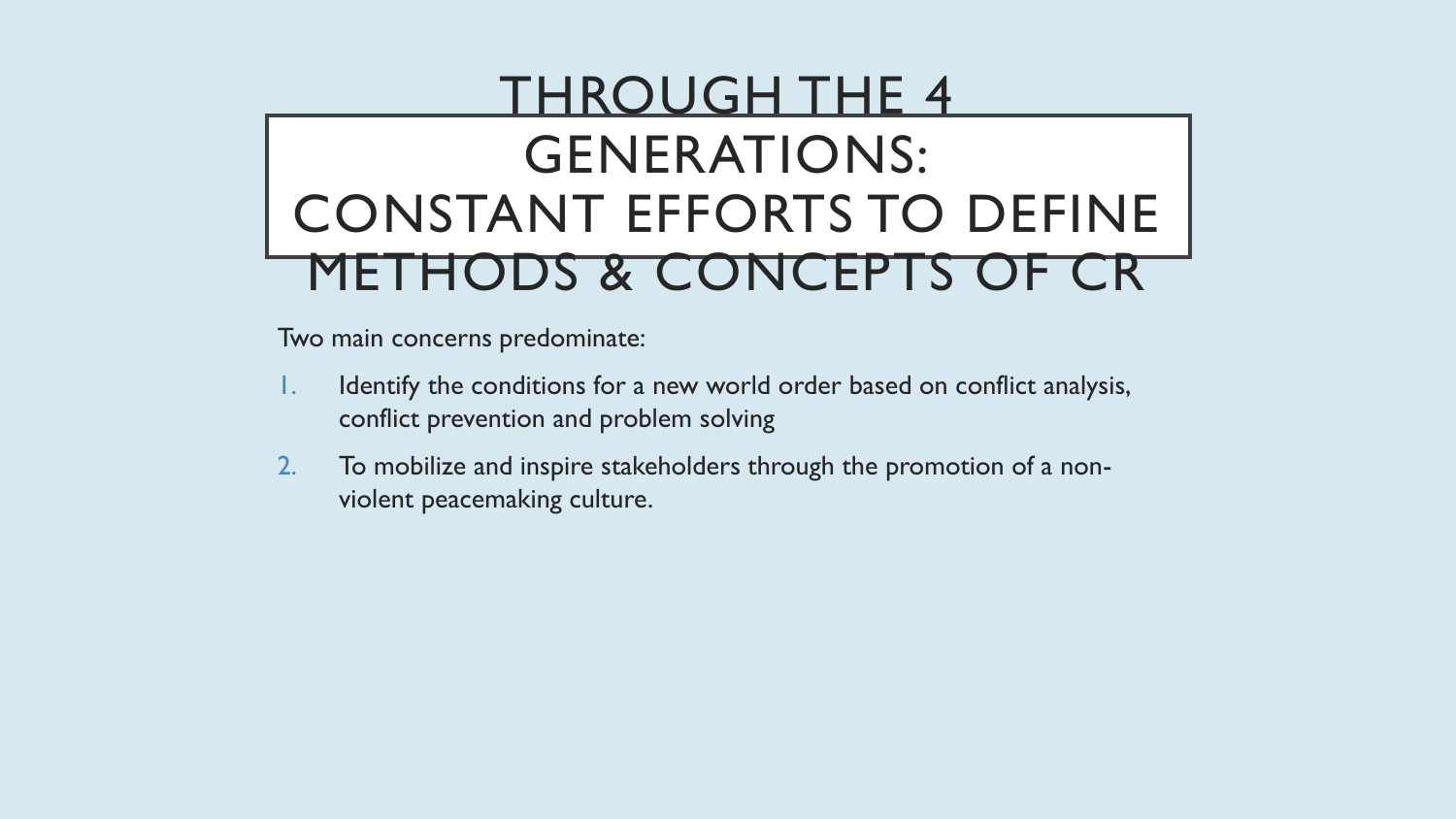# THROUGH THE 4 GENERATIONS: CONSTANT EFFORTS TO DEFINE METHODS & CONCEPTS OF CR

Two main concerns predominate:

1. Identify the conditions for a new world order based on conflict analysis, conflict prevention and problem solving
2. To mobilize and inspire stakeholders through the promotion of a non-violent peacemaking culture.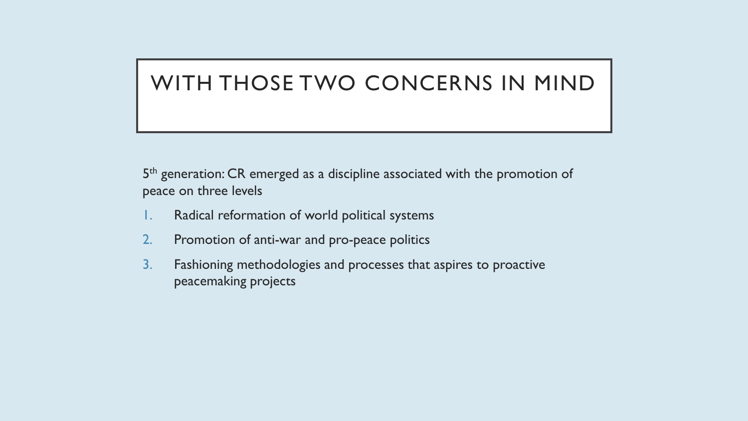# WITH THOSE TWO CONCERNS IN MIND

5th generation: CR emerged as a discipline associated with the promotion of peace on three levels

1. Radical reformation of world political systems
2. Promotion of anti-war and pro-peace politics
3. Fashioning methodologies and processes that aspires to proactive peacemaking projects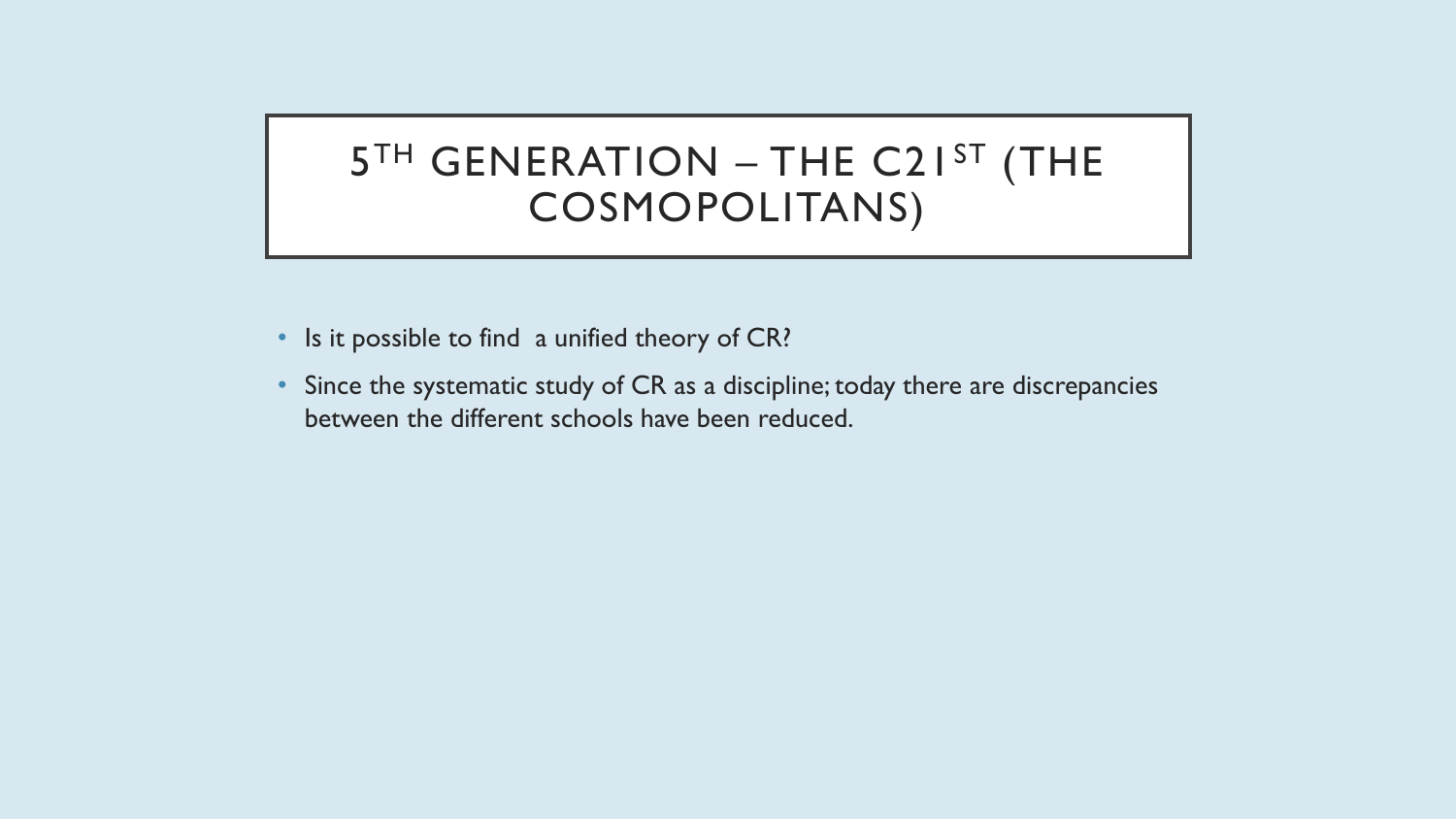# 5TH GENERATION – THE C21ST (THE COSMOPOLITANS)

- Is it possible to find a unified theory of CR?
- Since the systematic study of CR as a discipline; today there are discrepancies between the different schools have been reduced.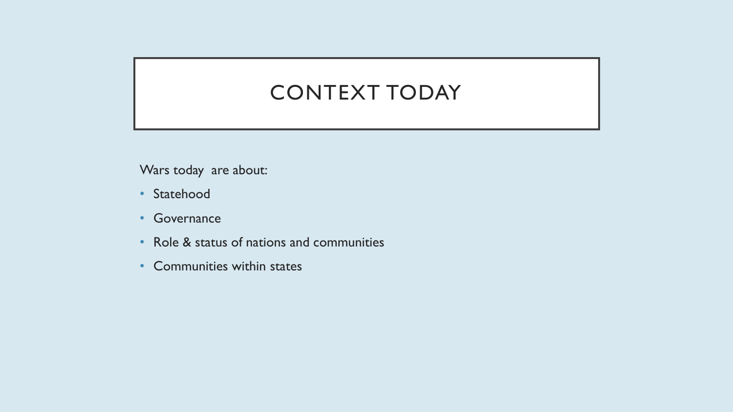# CONTEXT TODAY

Wars today are about:

- Statehood
- Governance
- Role & status of nations and communities
- Communities within states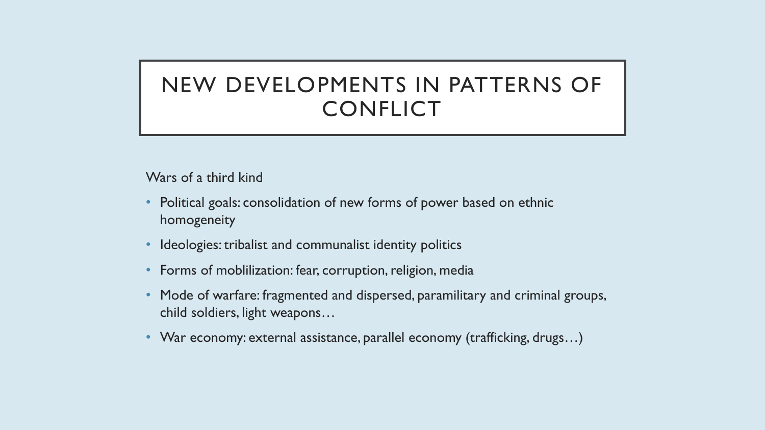# NEW DEVELOPMENTS IN PATTERNS OF CONFLICT

Wars of a third kind

- Political goals: consolidation of new forms of power based on ethnic homogeneity
- Ideologies: tribalist and communalist identity politics
- Forms of moblilization: fear, corruption, religion, media
- Mode of warfare: fragmented and dispersed, paramilitary and criminal groups, child soldiers, light weapons…
- War economy: external assistance, parallel economy (trafficking, drugs…)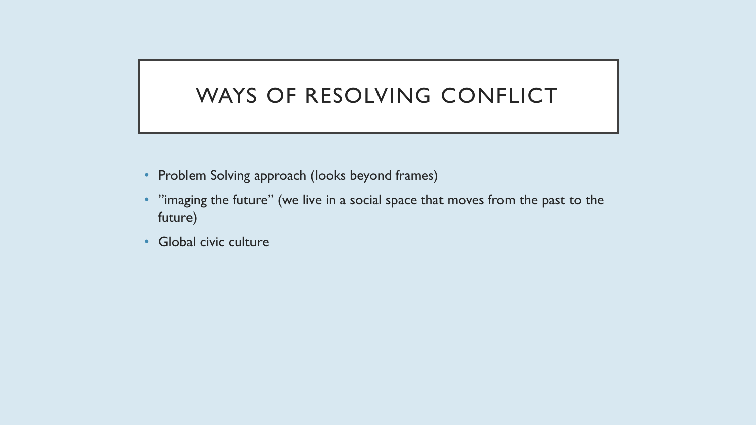# WAYS OF RESOLVING CONFLICT

- Problem Solving approach (looks beyond frames)
- "imaging the future" (we live in a social space that moves from the past to the future)
- Global civic culture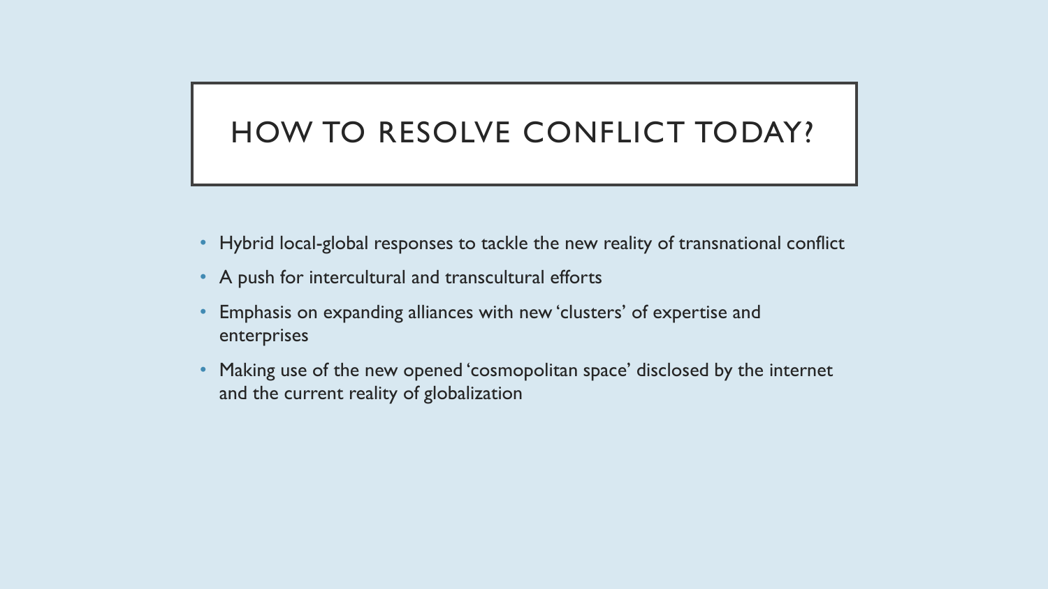# HOW TO RESOLVE CONFLICT TODAY?

- Hybrid local-global responses to tackle the new reality of transnational conflict
- A push for intercultural and transcultural efforts
- Emphasis on expanding alliances with new 'clusters' of expertise and enterprises
- Making use of the new opened 'cosmopolitan space' disclosed by the internet and the current reality of globalization